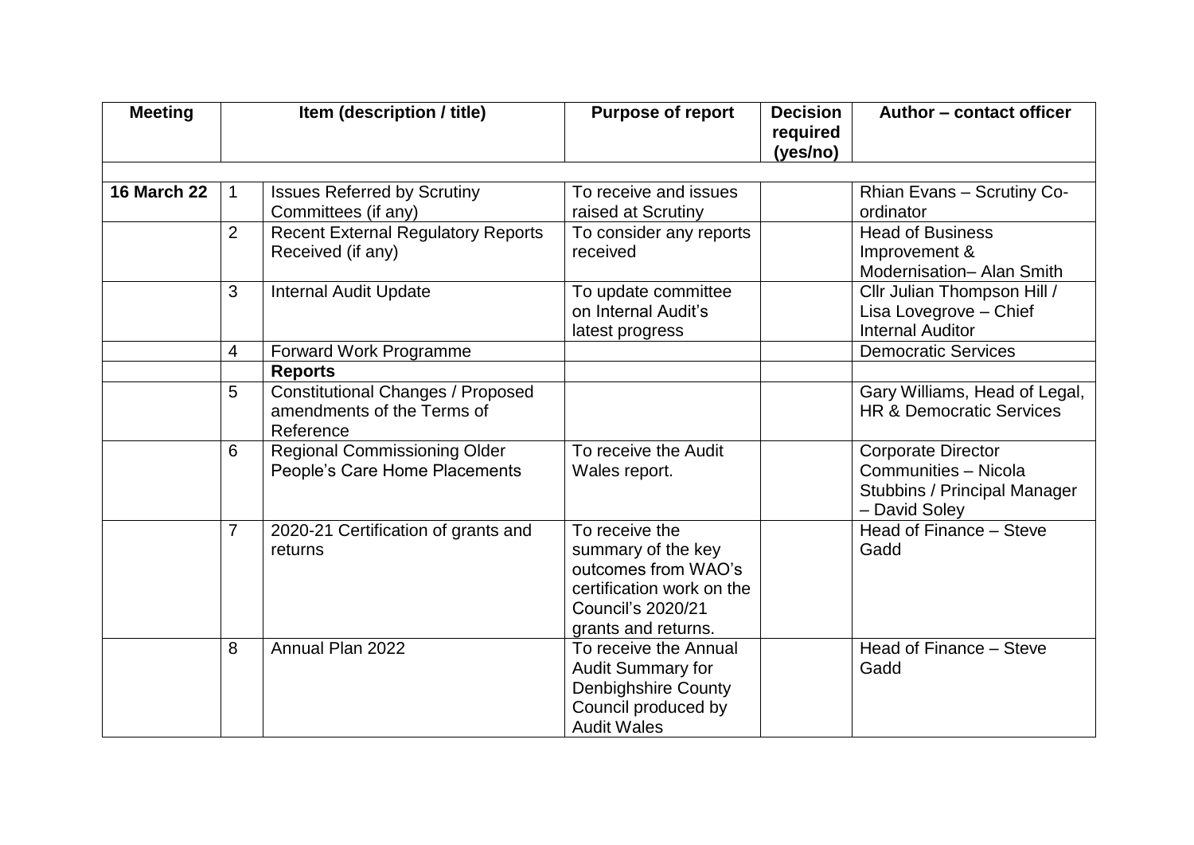| Meeting | | Item (description / title) | Purpose of report | Decision required (yes/no) | Author – contact officer |
|---|---|---|---|---|---|
| | | | | | |
| **16 March 22** | 1 | Issues Referred by Scrutiny Committees (if any) | To receive and issues raised at Scrutiny | | Rhian Evans – Scrutiny Co-ordinator |
| | 2 | Recent External Regulatory Reports Received (if any) | To consider any reports received | | Head of Business Improvement & Modernisation– Alan Smith |
| | 3 | Internal Audit Update | To update committee on Internal Audit's latest progress | | Cllr Julian Thompson Hill / Lisa Lovegrove – Chief Internal Auditor |
| | 4 | Forward Work Programme | | | Democratic Services |
| | | **Reports** | | | |
| | 5 | Constitutional Changes / Proposed amendments of the Terms of Reference | | | Gary Williams, Head of Legal, HR & Democratic Services |
| | 6 | Regional Commissioning Older People's Care Home Placements | To receive the Audit Wales report. | | Corporate Director Communities – Nicola Stubbins / Principal Manager – David Soley |
| | 7 | 2020-21 Certification of grants and returns | To receive the summary of the key outcomes from WAO's certification work on the Council's 2020/21 grants and returns. | | Head of Finance – Steve Gadd |
| | 8 | Annual Plan 2022 | To receive the Annual Audit Summary for Denbighshire County Council produced by Audit Wales | | Head of Finance – Steve Gadd |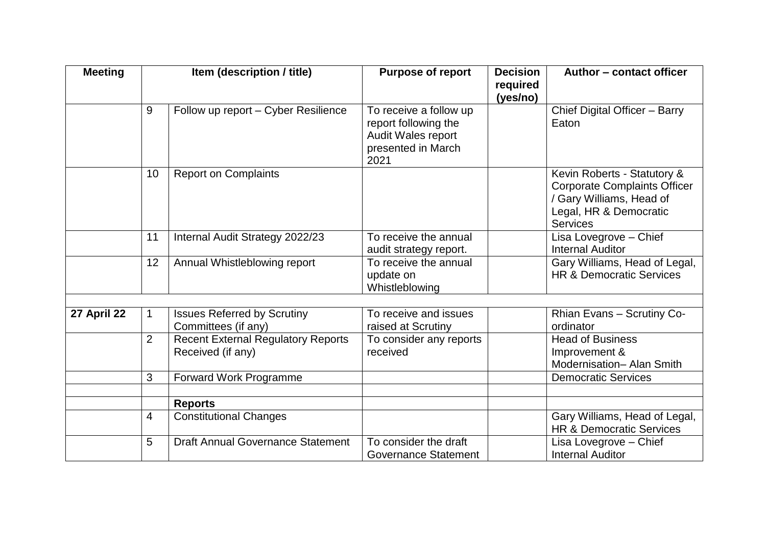| Meeting | Item (description / title) | | Purpose of report | Decision required (yes/no) | Author – contact officer |
|---|---|---|---|---|---|
| | 9 | Follow up report – Cyber Resilience | To receive a follow up report following the Audit Wales report presented in March 2021 | | Chief Digital Officer – Barry Eaton |
| | 10 | Report on Complaints | | | Kevin Roberts - Statutory & Corporate Complaints Officer / Gary Williams, Head of Legal, HR & Democratic Services |
| | 11 | Internal Audit Strategy 2022/23 | To receive the annual audit strategy report. | | Lisa Lovegrove – Chief Internal Auditor |
| | 12 | Annual Whistleblowing report | To receive the annual update on Whistleblowing | | Gary Williams, Head of Legal, HR & Democratic Services |
| | | | | | |
| **27 April 22** | 1 | Issues Referred by Scrutiny Committees (if any) | To receive and issues raised at Scrutiny | | Rhian Evans – Scrutiny Co-ordinator |
| | 2 | Recent External Regulatory Reports Received (if any) | To consider any reports received | | Head of Business Improvement & Modernisation– Alan Smith |
| | 3 | Forward Work Programme | | | Democratic Services |
| | | | | | |
| | | **Reports** | | | |
| | 4 | Constitutional Changes | | | Gary Williams, Head of Legal, HR & Democratic Services |
| | 5 | Draft Annual Governance Statement | To consider the draft Governance Statement | | Lisa Lovegrove – Chief Internal Auditor |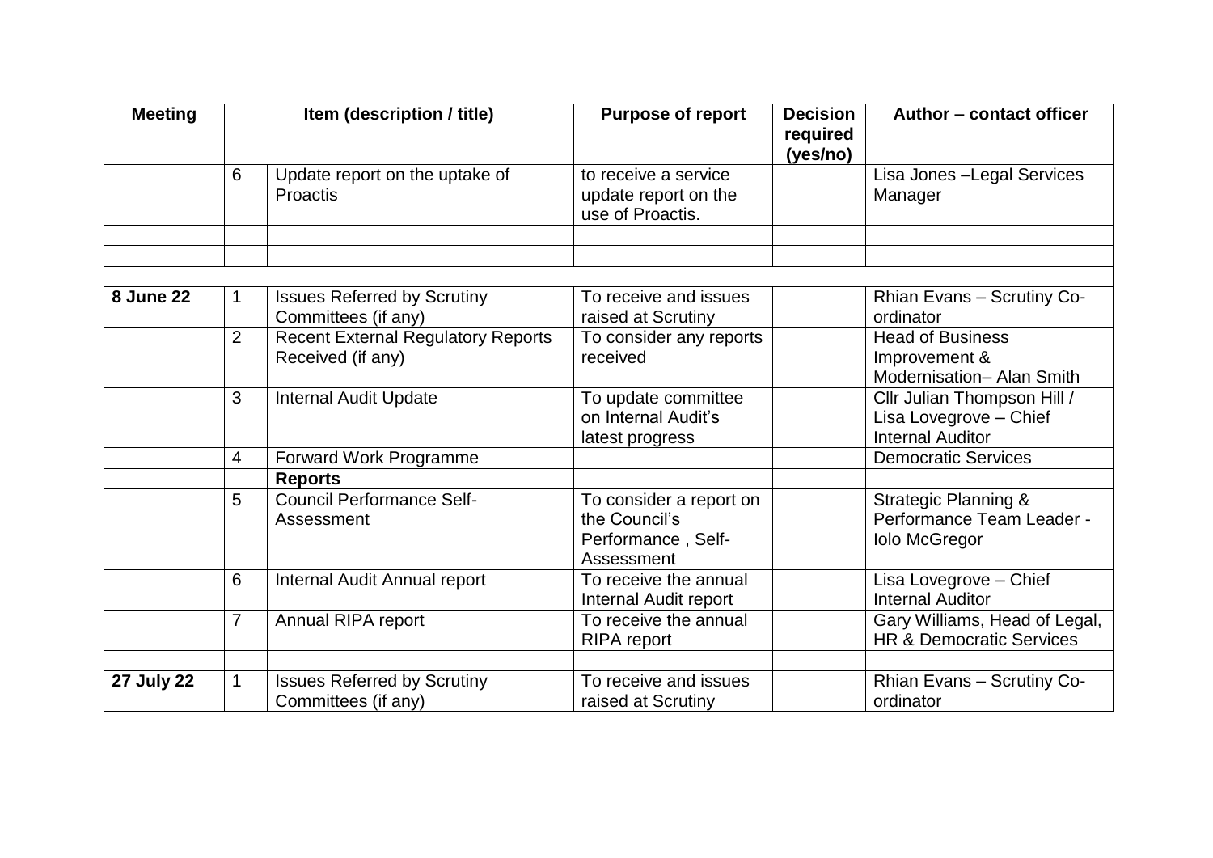| Meeting | Item (description / title) | | Purpose of report | Decision required (yes/no) | Author – contact officer |
|---|---|---|---|---|---|
| | 6 | Update report on the uptake of Proactis | to receive a service update report on the use of Proactis. | | Lisa Jones –Legal Services Manager |
| | | | | | |
| | | | | | |
| | | | | | |
| **8 June 22** | 1 | Issues Referred by Scrutiny Committees (if any) | To receive and issues raised at Scrutiny | | Rhian Evans – Scrutiny Co-ordinator |
| | 2 | Recent External Regulatory Reports Received (if any) | To consider any reports received | | Head of Business Improvement & Modernisation– Alan Smith |
| | 3 | Internal Audit Update | To update committee on Internal Audit's latest progress | | Cllr Julian Thompson Hill / Lisa Lovegrove – Chief Internal Auditor |
| | 4 | Forward Work Programme | | | Democratic Services |
| | | **Reports** | | | |
| | 5 | Council Performance Self-Assessment | To consider a report on the Council's Performance , Self-Assessment | | Strategic Planning & Performance Team Leader - Iolo McGregor |
| | 6 | Internal Audit Annual report | To receive the annual Internal Audit report | | Lisa Lovegrove – Chief Internal Auditor |
| | 7 | Annual RIPA report | To receive the annual RIPA report | | Gary Williams, Head of Legal, HR & Democratic Services |
| | | | | | |
| **27 July 22** | 1 | Issues Referred by Scrutiny Committees (if any) | To receive and issues raised at Scrutiny | | Rhian Evans – Scrutiny Co-ordinator |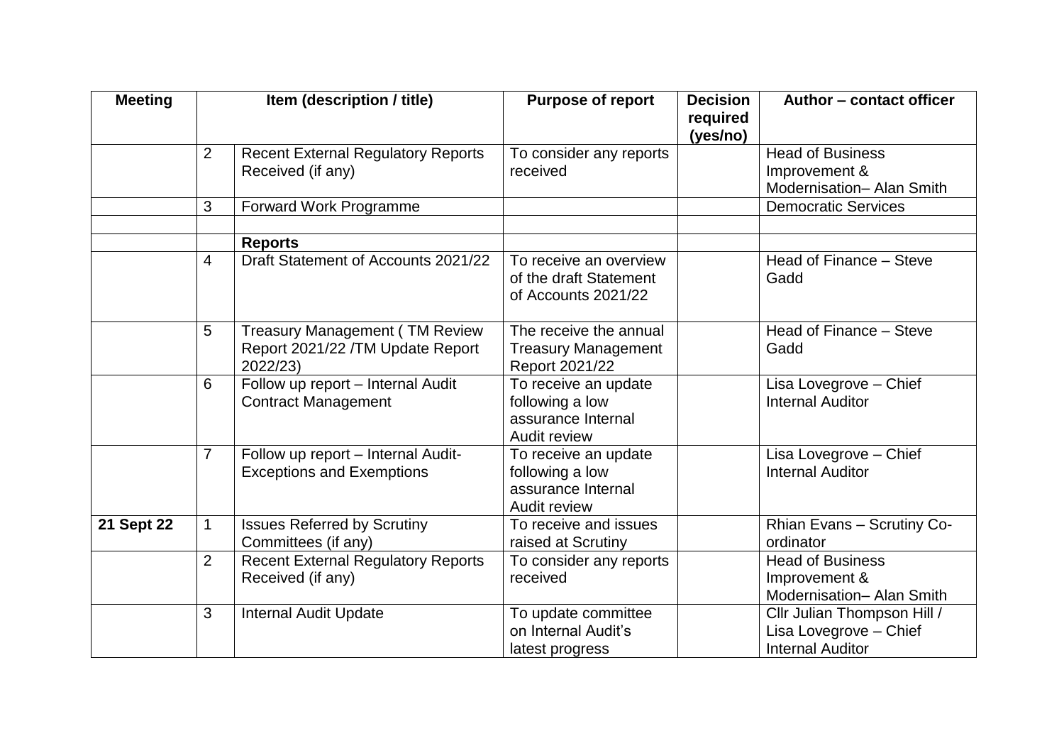| Meeting | Item (description / title) | | Purpose of report | Decision required (yes/no) | Author – contact officer |
|---|---|---|---|---|---|
| | 2 | Recent External Regulatory Reports Received (if any) | To consider any reports received | | Head of Business Improvement & Modernisation– Alan Smith |
| | 3 | Forward Work Programme | | | Democratic Services |
| | | | | | |
| | | **Reports** | | | |
| | 4 | Draft Statement of Accounts 2021/22 | To receive an overview of the draft Statement of Accounts 2021/22 | | Head of Finance – Steve Gadd |
| | 5 | Treasury Management ( TM Review Report 2021/22 /TM Update Report 2022/23) | The receive the annual Treasury Management Report 2021/22 | | Head of Finance – Steve Gadd |
| | 6 | Follow up report – Internal Audit Contract Management | To receive an update following a low assurance Internal Audit review | | Lisa Lovegrove – Chief Internal Auditor |
| | 7 | Follow up report – Internal Audit- Exceptions and Exemptions | To receive an update following a low assurance Internal Audit review | | Lisa Lovegrove – Chief Internal Auditor |
| **21 Sept 22** | 1 | Issues Referred by Scrutiny Committees (if any) | To receive and issues raised at Scrutiny | | Rhian Evans – Scrutiny Co-ordinator |
| | 2 | Recent External Regulatory Reports Received (if any) | To consider any reports received | | Head of Business Improvement & Modernisation– Alan Smith |
| | 3 | Internal Audit Update | To update committee on Internal Audit's latest progress | | Cllr Julian Thompson Hill / Lisa Lovegrove – Chief Internal Auditor |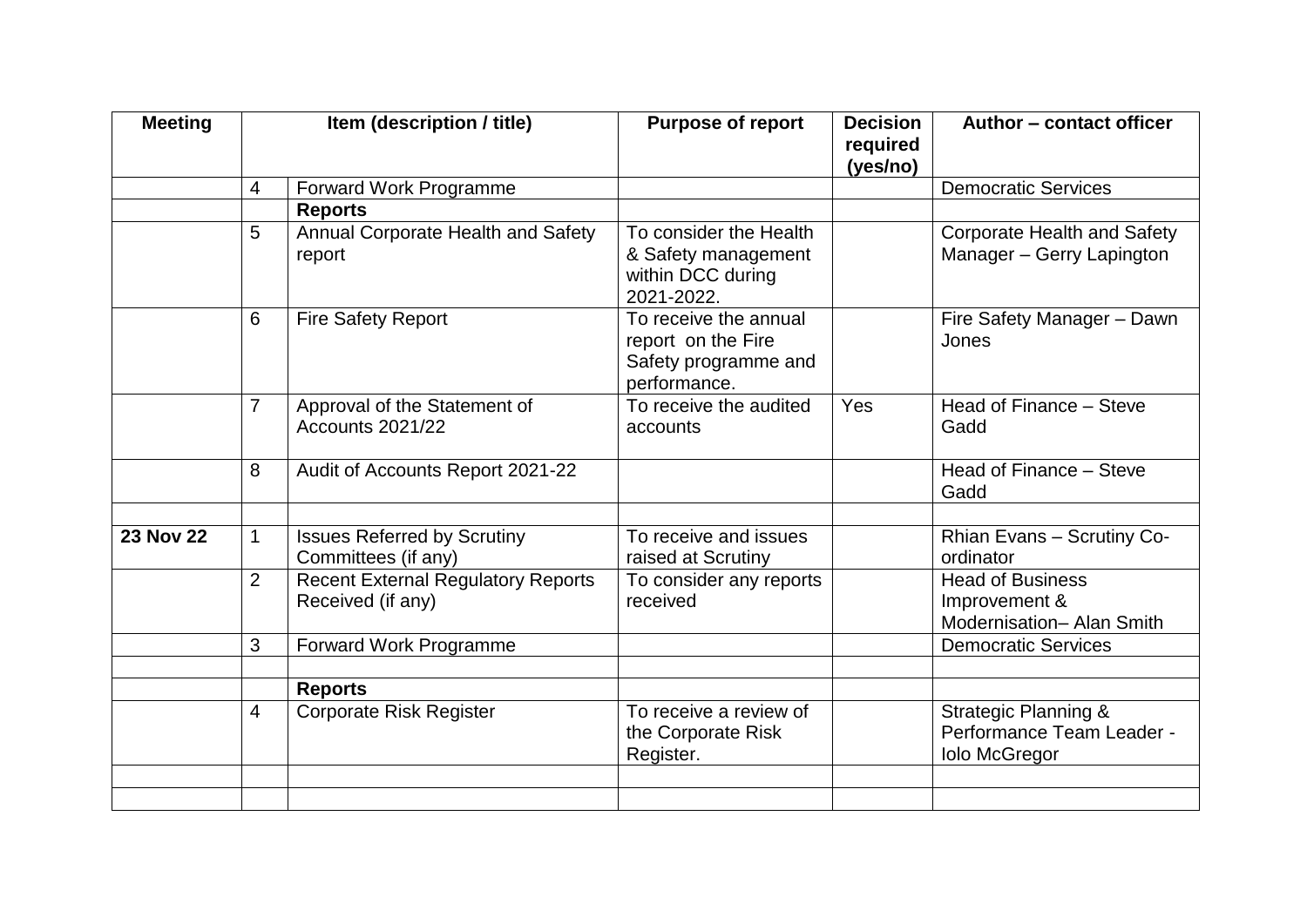| Meeting | Item (description / title) | | Purpose of report | Decision required (yes/no) | Author – contact officer |
|---|---|---|---|---|---|
| | 4 | Forward Work Programme | | | Democratic Services |
| | | **Reports** | | | |
| | 5 | Annual Corporate Health and Safety report | To consider the Health & Safety management within DCC during 2021-2022. | | Corporate Health and Safety Manager – Gerry Lapington |
| | 6 | Fire Safety Report | To receive the annual report on the Fire Safety programme and performance. | | Fire Safety Manager – Dawn Jones |
| | 7 | Approval of the Statement of Accounts 2021/22 | To receive the audited accounts | Yes | Head of Finance – Steve Gadd |
| | 8 | Audit of Accounts Report 2021-22 | | | Head of Finance – Steve Gadd |
| | | | | | |
| **23 Nov 22** | 1 | Issues Referred by Scrutiny Committees (if any) | To receive and issues raised at Scrutiny | | Rhian Evans – Scrutiny Co-ordinator |
| | 2 | Recent External Regulatory Reports Received (if any) | To consider any reports received | | Head of Business Improvement & Modernisation– Alan Smith |
| | 3 | Forward Work Programme | | | Democratic Services |
| | | | | | |
| | | **Reports** | | | |
| | 4 | Corporate Risk Register | To receive a review of the Corporate Risk Register. | | Strategic Planning & Performance Team Leader - Iolo McGregor |
| | | | | | |
| | | | | | |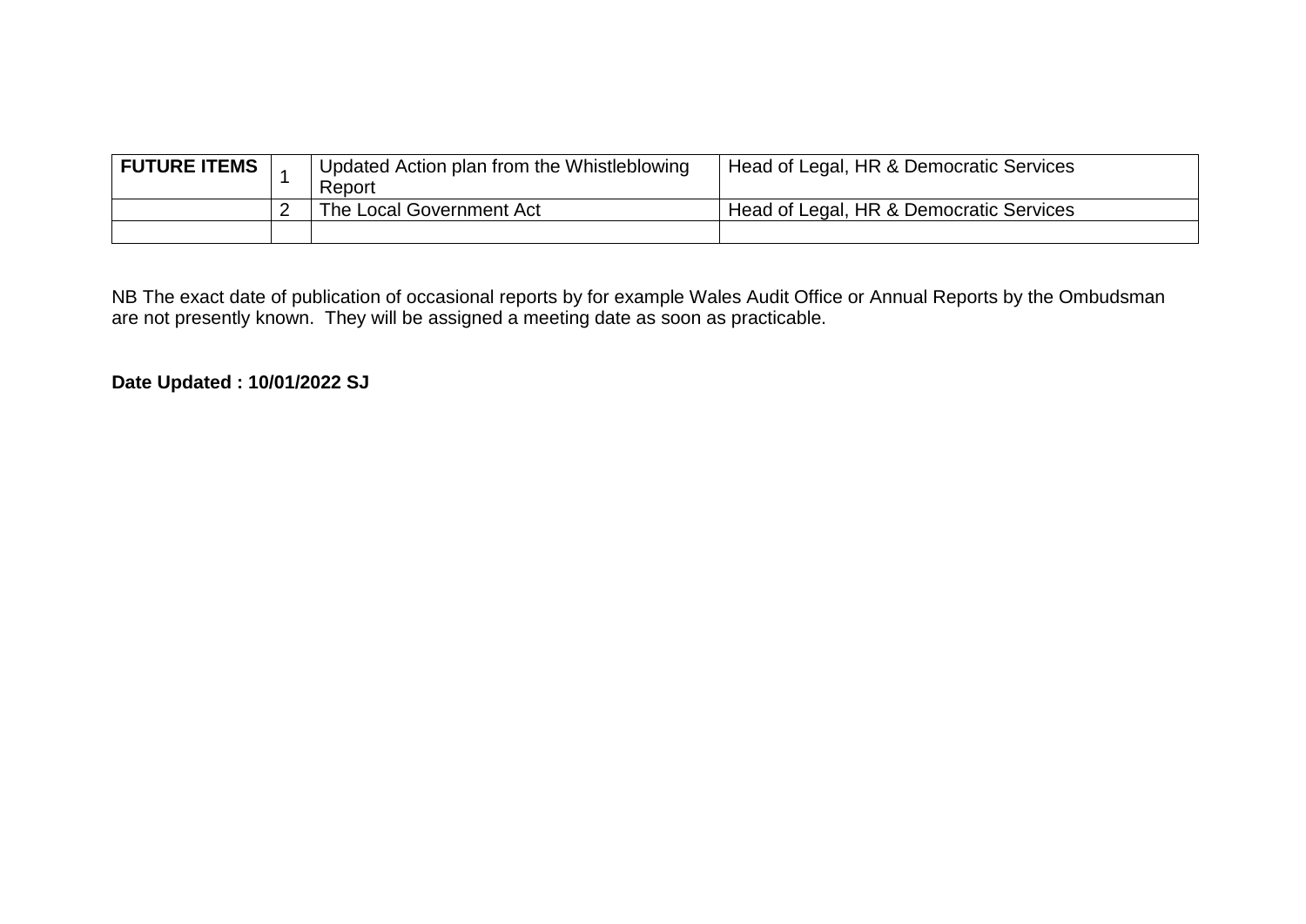| | | | |
|---|---|---|---|
| **FUTURE ITEMS** | 1 | Updated Action plan from the Whistleblowing Report | Head of Legal, HR & Democratic Services |
| | 2 | The Local Government Act | Head of Legal, HR & Democratic Services |
| | | | |

NB The exact date of publication of occasional reports by for example Wales Audit Office or Annual Reports by the Ombudsman are not presently known. They will be assigned a meeting date as soon as practicable.

**Date Updated : 10/01/2022 SJ**